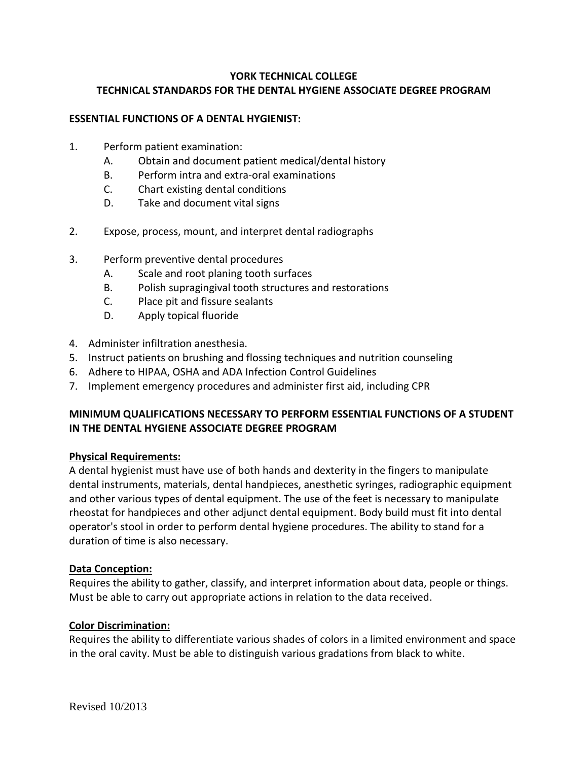# YORK TECHNICAL COLLEGE
## TECHNICAL STANDARDS FOR THE DENTAL HYGIENE ASSOCIATE DEGREE PROGRAM

**ESSENTIAL FUNCTIONS OF A DENTAL HYGIENIST:**

1. Perform patient examination:
   - A. Obtain and document patient medical/dental history
   - B. Perform intra and extra-oral examinations
   - C. Chart existing dental conditions
   - D. Take and document vital signs

2. Expose, process, mount, and interpret dental radiographs

3. Perform preventive dental procedures
   - A. Scale and root planing tooth surfaces
   - B. Polish supragingival tooth structures and restorations
   - C. Place pit and fissure sealants
   - D. Apply topical fluoride

4. Administer infiltration anesthesia.
5. Instruct patients on brushing and flossing techniques and nutrition counseling
6. Adhere to HIPAA, OSHA and ADA Infection Control Guidelines
7. Implement emergency procedures and administer first aid, including CPR

**MINIMUM QUALIFICATIONS NECESSARY TO PERFORM ESSENTIAL FUNCTIONS OF A STUDENT IN THE DENTAL HYGIENE ASSOCIATE DEGREE PROGRAM**

**Physical Requirements:**
A dental hygienist must have use of both hands and dexterity in the fingers to manipulate dental instruments, materials, dental handpieces, anesthetic syringes, radiographic equipment and other various types of dental equipment. The use of the feet is necessary to manipulate rheostat for handpieces and other adjunct dental equipment. Body build must fit into dental operator's stool in order to perform dental hygiene procedures. The ability to stand for a duration of time is also necessary.

**Data Conception:**
Requires the ability to gather, classify, and interpret information about data, people or things. Must be able to carry out appropriate actions in relation to the data received.

**Color Discrimination:**
Requires the ability to differentiate various shades of colors in a limited environment and space in the oral cavity. Must be able to distinguish various gradations from black to white.

Revised 10/2013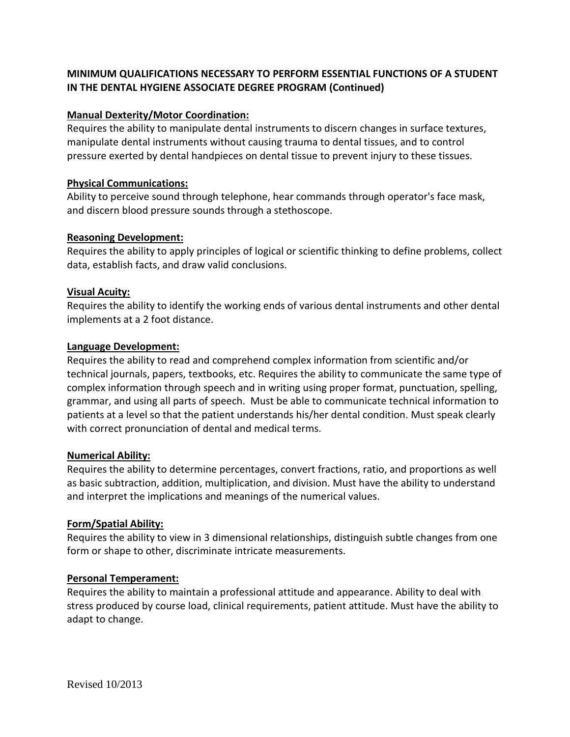**MINIMUM QUALIFICATIONS NECESSARY TO PERFORM ESSENTIAL FUNCTIONS OF A STUDENT IN THE DENTAL HYGIENE ASSOCIATE DEGREE PROGRAM (Continued)**

**Manual Dexterity/Motor Coordination:**

Requires the ability to manipulate dental instruments to discern changes in surface textures, manipulate dental instruments without causing trauma to dental tissues, and to control pressure exerted by dental handpieces on dental tissue to prevent injury to these tissues.

**Physical Communications:**

Ability to perceive sound through telephone, hear commands through operator's face mask, and discern blood pressure sounds through a stethoscope.

**Reasoning Development:**

Requires the ability to apply principles of logical or scientific thinking to define problems, collect data, establish facts, and draw valid conclusions.

**Visual Acuity:**

Requires the ability to identify the working ends of various dental instruments and other dental implements at a 2 foot distance.

**Language Development:**

Requires the ability to read and comprehend complex information from scientific and/or technical journals, papers, textbooks, etc. Requires the ability to communicate the same type of complex information through speech and in writing using proper format, punctuation, spelling, grammar, and using all parts of speech. Must be able to communicate technical information to patients at a level so that the patient understands his/her dental condition. Must speak clearly with correct pronunciation of dental and medical terms.

**Numerical Ability:**

Requires the ability to determine percentages, convert fractions, ratio, and proportions as well as basic subtraction, addition, multiplication, and division. Must have the ability to understand and interpret the implications and meanings of the numerical values.

**Form/Spatial Ability:**

Requires the ability to view in 3 dimensional relationships, distinguish subtle changes from one form or shape to other, discriminate intricate measurements.

**Personal Temperament:**

Requires the ability to maintain a professional attitude and appearance. Ability to deal with stress produced by course load, clinical requirements, patient attitude. Must have the ability to adapt to change.

Revised 10/2013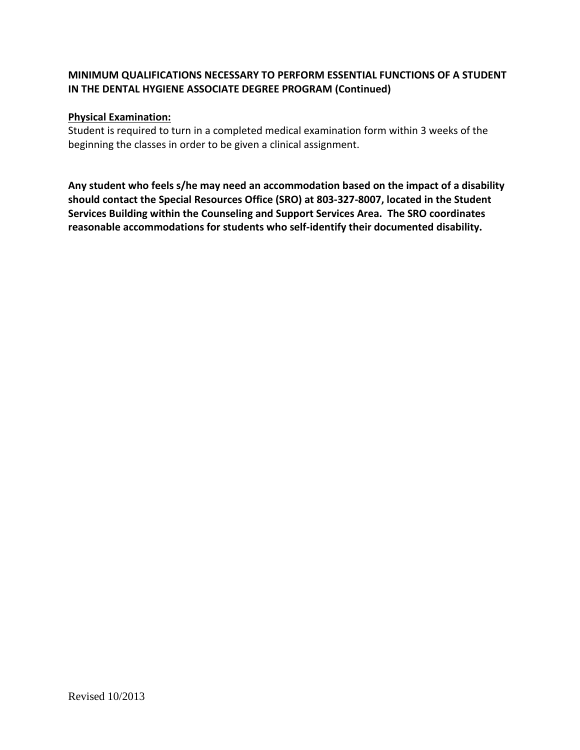**MINIMUM QUALIFICATIONS NECESSARY TO PERFORM ESSENTIAL FUNCTIONS OF A STUDENT IN THE DENTAL HYGIENE ASSOCIATE DEGREE PROGRAM (Continued)**

**Physical Examination:**

Student is required to turn in a completed medical examination form within 3 weeks of the beginning the classes in order to be given a clinical assignment.

**Any student who feels s/he may need an accommodation based on the impact of a disability should contact the Special Resources Office (SRO) at 803-327-8007, located in the Student Services Building within the Counseling and Support Services Area. The SRO coordinates reasonable accommodations for students who self-identify their documented disability.**

Revised 10/2013